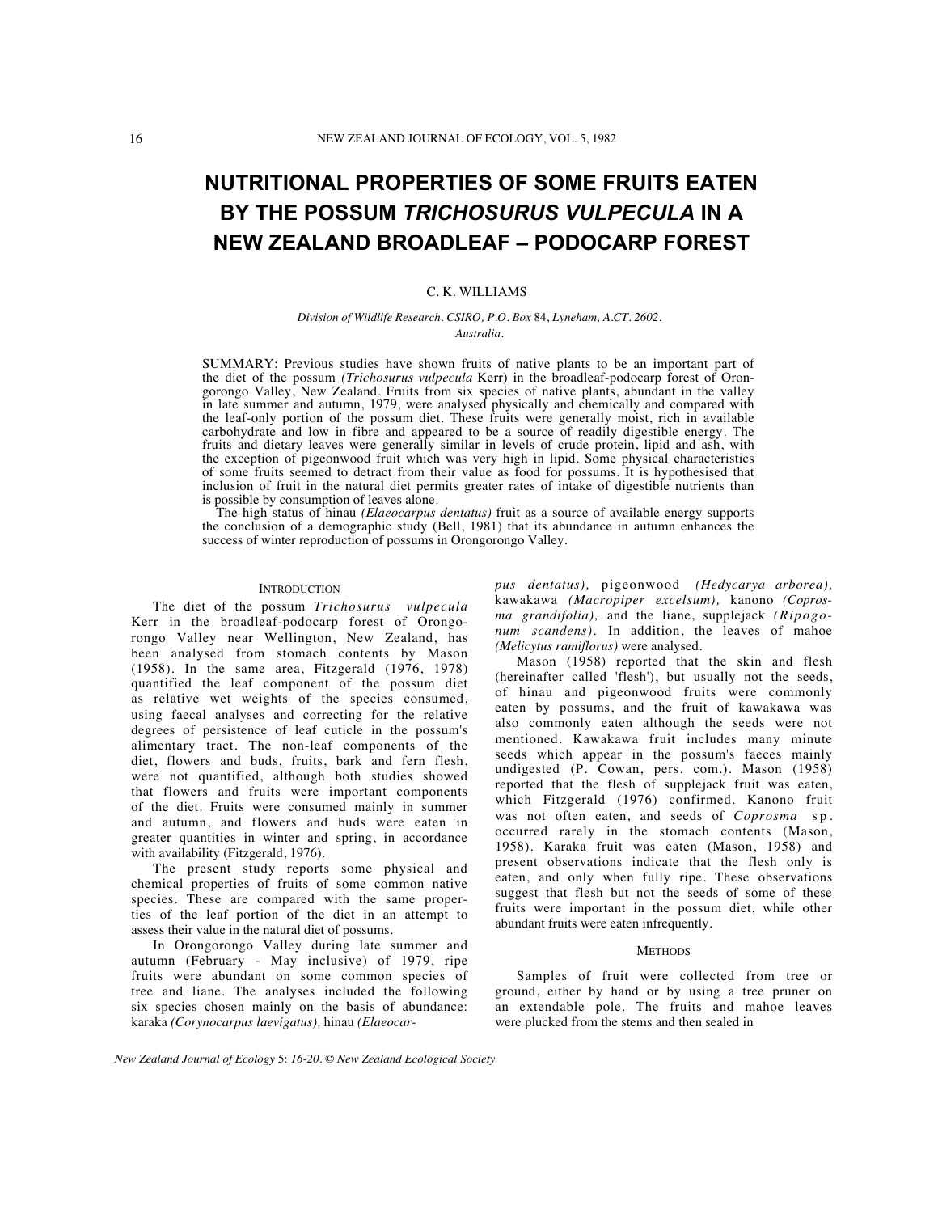# NUTRITIONAL PROPERTIES OF SOME FRUITS EATEN BY THE POSSUM *TRICHOSURUS VULPECULA* IN A NEW ZEALAND BROADLEAF – PODOCARP FOREST

C. K. WILLIAMS

*Division of Wildlife Research. CSIRO, P.O. Box 84, Lyneham, A.CT. 2602. Australia.*

SUMMARY: Previous studies have shown fruits of native plants to be an important part of the diet of the possum *(Trichosurus vulpecula* Kerr) in the broadleaf-podocarp forest of Orongorongo Valley, New Zealand. Fruits from six species of native plants, abundant in the valley in late summer and autumn, 1979, were analysed physically and chemically and compared with the leaf-only portion of the possum diet. These fruits were generally moist, rich in available carbohydrate and low in fibre and appeared to be a source of readily digestible energy. The fruits and dietary leaves were generally similar in levels of crude protein, lipid and ash, with the exception of pigeonwood fruit which was very high in lipid. Some physical characteristics of some fruits seemed to detract from their value as food for possums. It is hypothesised that inclusion of fruit in the natural diet permits greater rates of intake of digestible nutrients than is possible by consumption of leaves alone.

The high status of hinau *(Elaeocarpus dentatus)* fruit as a source of available energy supports the conclusion of a demographic study (Bell, 1981) that its abundance in autumn enhances the success of winter reproduction of possums in Orongorongo Valley.

## INTRODUCTION

The diet of the possum *Trichosurus vulpecula* Kerr in the broadleaf-podocarp forest of Orongorongo Valley near Wellington, New Zealand, has been analysed from stomach contents by Mason (1958). In the same area, Fitzgerald (1976, 1978) quantified the leaf component of the possum diet as relative wet weights of the species consumed, using faecal analyses and correcting for the relative degrees of persistence of leaf cuticle in the possum's alimentary tract. The non-leaf components of the diet, flowers and buds, fruits, bark and fern flesh, were not quantified, although both studies showed that flowers and fruits were important components of the diet. Fruits were consumed mainly in summer and autumn, and flowers and buds were eaten in greater quantities in winter and spring, in accordance with availability (Fitzgerald, 1976).

The present study reports some physical and chemical properties of fruits of some common native species. These are compared with the same properties of the leaf portion of the diet in an attempt to assess their value in the natural diet of possums.

In Orongorongo Valley during late summer and autumn (February - May inclusive) of 1979, ripe fruits were abundant on some common species of tree and liane. The analyses included the following six species chosen mainly on the basis of abundance: karaka *(Corynocarpus laevigatus),* hinau *(Elaeocarpus dentatus),* pigeonwood *(Hedycarya arborea),* kawakawa *(Macropiper excelsum),* kanono *(Coprosma grandifolia),* and the liane, supplejack *(Ripogonum scandens)*. In addition, the leaves of mahoe *(Melicytus ramiflorus)* were analysed.

Mason (1958) reported that the skin and flesh (hereinafter called 'flesh'), but usually not the seeds, of hinau and pigeonwood fruits were commonly eaten by possums, and the fruit of kawakawa was also commonly eaten although the seeds were not mentioned. Kawakawa fruit includes many minute seeds which appear in the possum's faeces mainly undigested (P. Cowan, pers. com.). Mason (1958) reported that the flesh of supplejack fruit was eaten, which Fitzgerald (1976) confirmed. Kanono fruit was not often eaten, and seeds of *Coprosma* sp. occurred rarely in the stomach contents (Mason, 1958). Karaka fruit was eaten (Mason, 1958) and present observations indicate that the flesh only is eaten, and only when fully ripe. These observations suggest that flesh but not the seeds of some of these fruits were important in the possum diet, while other abundant fruits were eaten infrequently.

## METHODS

Samples of fruit were collected from tree or ground, either by hand or by using a tree pruner on an extendable pole. The fruits and mahoe leaves were plucked from the stems and then sealed in

*New Zealand Journal of Ecology* 5: *16-20*. © *New Zealand Ecological Society*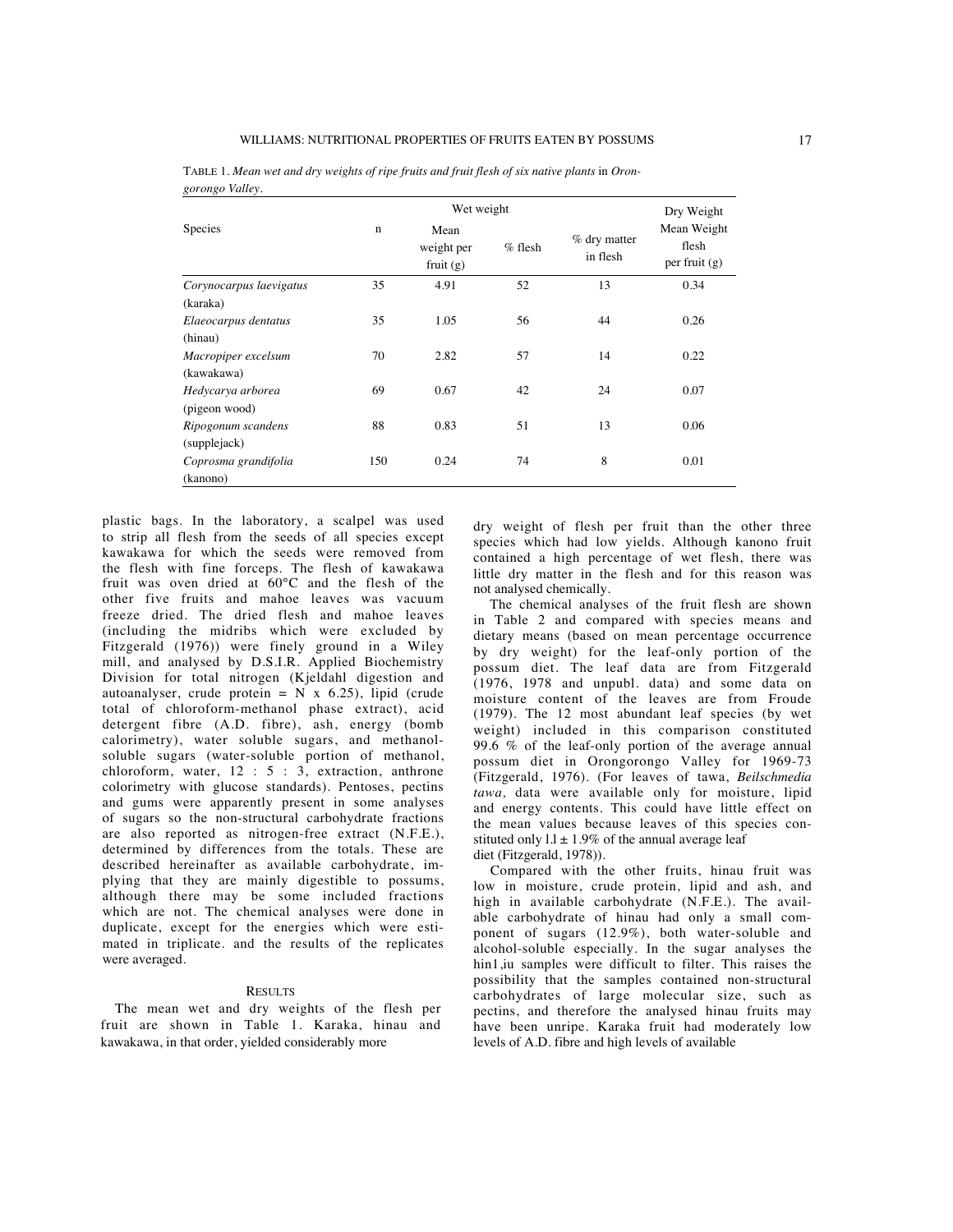TABLE 1. *Mean wet and dry weights of ripe fruits and fruit flesh of six native plants* in *Orongorongo Valley*.

| Species | n | Wet weight | | | Dry Weight |
|---|---|---|---|---|---|
| | | Mean weight per fruit (g) | % flesh | % dry matter in flesh | Mean Weight flesh per fruit (g) |
| *Corynocarpus laevigatus* (karaka) | 35 | 4.91 | 52 | 13 | 0.34 |
| *Elaeocarpus dentatus* (hinau) | 35 | 1.05 | 56 | 44 | 0.26 |
| *Macropiper excelsum* (kawakawa) | 70 | 2.82 | 57 | 14 | 0.22 |
| *Hedycarya arborea* (pigeon wood) | 69 | 0.67 | 42 | 24 | 0.07 |
| *Ripogonum scandens* (supplejack) | 88 | 0.83 | 51 | 13 | 0.06 |
| *Coprosma grandifolia* (kanono) | 150 | 0.24 | 74 | 8 | 0.01 |

plastic bags. In the laboratory, a scalpel was used to strip all flesh from the seeds of all species except kawakawa for which the seeds were removed from the flesh with fine forceps. The flesh of kawakawa fruit was oven dried at 60°C and the flesh of the other five fruits and mahoe leaves was vacuum freeze dried. The dried flesh and mahoe leaves (including the midribs which were excluded by Fitzgerald (1976)) were finely ground in a Wiley mill, and analysed by D.S.I.R. Applied Biochemistry Division for total nitrogen (Kjeldahl digestion and autoanalyser, crude protein = N x 6.25), lipid (crude total of chloroform-methanol phase extract), acid detergent fibre (A.D. fibre), ash, energy (bomb calorimetry), water soluble sugars, and methanol-soluble sugars (water-soluble portion of methanol, chloroform, water, 12 : 5 : 3, extraction, anthrone colorimetry with glucose standards). Pentoses, pectins and gums were apparently present in some analyses of sugars so the non-structural carbohydrate fractions are also reported as nitrogen-free extract (N.F.E.), determined by differences from the totals. These are described hereinafter as available carbohydrate, implying that they are mainly digestible to possums, although there may be some included fractions which are not. The chemical analyses were done in duplicate, except for the energies which were estimated in triplicate. and the results of the replicates were averaged.

## RESULTS

The mean wet and dry weights of the flesh per fruit are shown in Table 1. Karaka, hinau and kawakawa, in that order, yielded considerably more dry weight of flesh per fruit than the other three species which had low yields. Although kanono fruit contained a high percentage of wet flesh, there was little dry matter in the flesh and for this reason was not analysed chemically.

The chemical analyses of the fruit flesh are shown in Table 2 and compared with species means and dietary means (based on mean percentage occurrence by dry weight) for the leaf-only portion of the possum diet. The leaf data are from Fitzgerald (1976, 1978 and unpubl. data) and some data on moisture content of the leaves are from Froude (1979). The 12 most abundant leaf species (by wet weight) included in this comparison constituted 99.6 % of the leaf-only portion of the average annual possum diet in Orongorongo Valley for 1969-73 (Fitzgerald, 1976). (For leaves of tawa, *Beilschmedia tawa,* data were available only for moisture, lipid and energy contents. This could have little effect on the mean values because leaves of this species constituted only 1.1 ± 1.9% of the annual average leaf diet (Fitzgerald, 1978)).

Compared with the other fruits, hinau fruit was low in moisture, crude protein, lipid and ash, and high in available carbohydrate (N.F.E.). The available carbohydrate of hinau had only a small component of sugars (12.9%), both water-soluble and alcohol-soluble especially. In the sugar analyses the hin1,iu samples were difficult to filter. This raises the possibility that the samples contained non-structural carbohydrates of large molecular size, such as pectins, and therefore the analysed hinau fruits may have been unripe. Karaka fruit had moderately low levels of A.D. fibre and high levels of available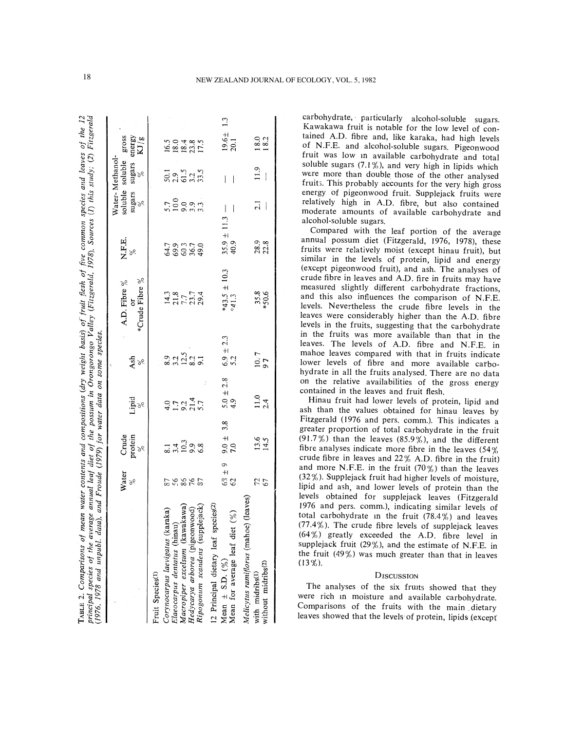TABLE 2. *Comparisons of mean water contents and compositions (dry weight basis) of fruit flesh of five common species and leaves of the 12 principal species of the average annual leaf diet of the possum in Orongorongo Valley (Fitzgerald, 1978). Sources (1) this study; (2) Fitzgerald (1976, 1978 and unpubl. data), and Froude (1979) for water data on some species.*

| | Water % | Crude protein % | Lipid % | Ash % | A.D. Fibre % or *Crude Fibre % | N.F.E. % | Water-soluble sugars % | Methanol-soluble sugars % | gross energy KJ/g |
|---|---|---|---|---|---|---|---|---|---|
| Fruit Species(1) | | | | | | | | | |
| *Corynocarpus laevigatus* (karaka) | 87 | 8.1 | 4.0 | 8.9 | 14.3 | 64.7 | 5.7 | 50.1 | 16.5 |
| *Elaeocarpus dentatus* (hinau) | 56 | 3.4 | 1.7 | 3.2 | 21.8 | 69.9 | 10.0 | 2.9 | 18.0 |
| *Macropiper excelsum* (kawakawa) | 86 | 10.3 | 9.2 | 12.5 | 7.7 | 60.3 | 9.0 | 61.5 | 18.4 |
| *Hedycarya arborea* (pigeonwood) | 76 | 9.9 | 21.4 | 8.2 | 23.7 | 36.7 | 3.9 | 3.2 | 23.8 |
| *Ripogonum scandens* (supplejack) | 87 | 6.8 | 5.7 | 9.1 | 29.4 | 49.0 | 3.3 | 33.5 | 17.5 |
| 12 Principal dietary leaf species(2) | | | | | | | | | |
| Mean ± S.D. (%) | 63 ± 9 | 9.0 ± 3.8 | 5.0 ± 2.8 | 6.9 ± 2.3 | *43.5 ± 10.3 | 35.9 ± 11.3 | — | — | 19.6± 1.3 |
| Mean for average leaf diet (%) | 62 | 7.0 | 4.9 | 5.2 | *41.3 | 40.9 | — | — | 20.1 |
| *Melicytus ramiflorus* (mahoe) (leaves) | | | | | | | | | |
| with midribs(1) | 72 | 13.6 | 11.0 | 10.7 | 35.8 | 28.9 | 2.1 | 11.9 | 18.0 |
| without midribs(2) | 67 | 14.5 | 2.4 | 9.7 | *50.6 | 22.8 | — | — | 18.2 |

carbohydrate, particularly alcohol-soluble sugars. Kawakawa fruit is notable for the low level of contained A.D. fibre and, like karaka, had high levels of N.F.E. and alcohol-soluble sugars. Pigeonwood fruit was low in available carbohydrate and total soluble sugars (7.1%), and very high in lipids which were more than double those of the other analysed fruits. This probably accounts for the very high gross energy of pigeonwood fruit. Supplejack fruits were relatively high in A.D. fibre, but also contained moderate amounts of available carbohydrate and alcohol-soluble sugars.

Compared with the leaf portion of the average annual possum diet (Fitzgerald, 1976, 1978), these fruits were relatively moist (except hinau fruit), but similar in the levels of protein, lipid and energy (except pigeonwood fruit), and ash. The analyses of crude fibre in leaves and A.D. fire in fruits may have measured slightly different carbohydrate fractions, and this also influences the comparison of N.F.E. levels. Nevertheless the crude fibre levels in the leaves were considerably higher than the A.D. fibre levels in the fruits, suggesting that the carbohydrate in the fruits was more available than that in the leaves. The levels of A.D. fibre and N.F.E. in mahoe leaves compared with that in fruits indicate lower levels of fibre and more available carbohydrate in all the fruits analysed. There are no data on the relative availabilities of the gross energy contained in the leaves and fruit flesh.

Hinau fruit had lower levels of protein, lipid and ash than the values obtained for hinau leaves by Fitzgerald (1976 and pers. comm.). This indicates a greater proportion of total carbohydrate in the fruit (91.7%) than the leaves (85.9%), and the different fibre analyses indicate more fibre in the leaves (54% crude fibre in leaves and 22% A.D. fibre in the fruit) and more N.F.E. in the fruit (70%) than the leaves (32%). Supplejack fruit had higher levels of moisture, lipid and ash, and lower levels of protein than the levels obtained for supplejack leaves (Fitzgerald 1976 and pers. comm.), indicating similar levels of total carbohydrate in the fruit (78.4%) and leaves (77.4%). The crude fibre levels of supplejack leaves (64%) greatly exceeded the A.D. fibre level in supplejack fruit (29%), and the estimate of N.F.E. in the fruit (49%) was much greater than that in leaves (13%).

## DISCUSSION

The analyses of the six fruits showed that they were rich in moisture and available carbohydrate. Comparisons of the fruits with the main dietary leaves showed that the levels of protein, lipids (except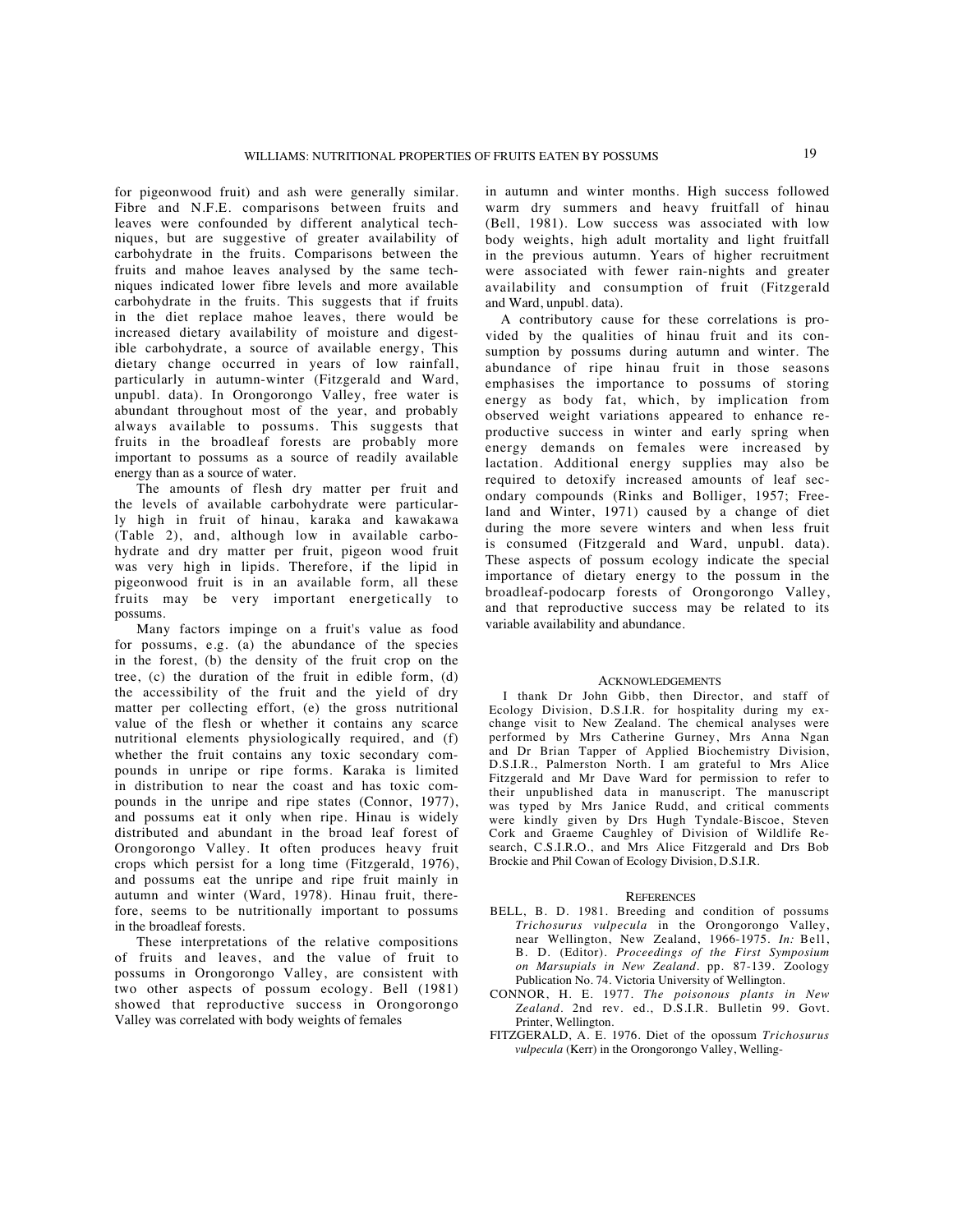for pigeonwood fruit) and ash were generally similar. Fibre and N.F.E. comparisons between fruits and leaves were confounded by different analytical techniques, but are suggestive of greater availability of carbohydrate in the fruits. Comparisons between the fruits and mahoe leaves analysed by the same techniques indicated lower fibre levels and more available carbohydrate in the fruits. This suggests that if fruits in the diet replace mahoe leaves, there would be increased dietary availability of moisture and digestible carbohydrate, a source of available energy, This dietary change occurred in years of low rainfall, particularly in autumn-winter (Fitzgerald and Ward, unpubl. data). In Orongorongo Valley, free water is abundant throughout most of the year, and probably always available to possums. This suggests that fruits in the broadleaf forests are probably more important to possums as a source of readily available energy than as a source of water.

The amounts of flesh dry matter per fruit and the levels of available carbohydrate were particularly high in fruit of hinau, karaka and kawakawa (Table 2), and, although low in available carbohydrate and dry matter per fruit, pigeon wood fruit was very high in lipids. Therefore, if the lipid in pigeonwood fruit is in an available form, all these fruits may be very important energetically to possums.

Many factors impinge on a fruit's value as food for possums, e.g. (a) the abundance of the species in the forest, (b) the density of the fruit crop on the tree, (c) the duration of the fruit in edible form, (d) the accessibility of the fruit and the yield of dry matter per collecting effort, (e) the gross nutritional value of the flesh or whether it contains any scarce nutritional elements physiologically required, and (f) whether the fruit contains any toxic secondary compounds in unripe or ripe forms. Karaka is limited in distribution to near the coast and has toxic compounds in the unripe and ripe states (Connor, 1977), and possums eat it only when ripe. Hinau is widely distributed and abundant in the broad leaf forest of Orongorongo Valley. It often produces heavy fruit crops which persist for a long time (Fitzgerald, 1976), and possums eat the unripe and ripe fruit mainly in autumn and winter (Ward, 1978). Hinau fruit, therefore, seems to be nutritionally important to possums in the broadleaf forests.

These interpretations of the relative compositions of fruits and leaves, and the value of fruit to possums in Orongorongo Valley, are consistent with two other aspects of possum ecology. Bell (1981) showed that reproductive success in Orongorongo Valley was correlated with body weights of females in autumn and winter months. High success followed warm dry summers and heavy fruitfall of hinau (Bell, 1981). Low success was associated with low body weights, high adult mortality and light fruitfall in the previous autumn. Years of higher recruitment were associated with fewer rain-nights and greater availability and consumption of fruit (Fitzgerald and Ward, unpubl. data).

A contributory cause for these correlations is provided by the qualities of hinau fruit and its consumption by possums during autumn and winter. The abundance of ripe hinau fruit in those seasons emphasises the importance to possums of storing energy as body fat, which, by implication from observed weight variations appeared to enhance reproductive success in winter and early spring when energy demands on females were increased by lactation. Additional energy supplies may also be required to detoxify increased amounts of leaf secondary compounds (Rinks and Bolliger, 1957; Freeland and Winter, 1971) caused by a change of diet during the more severe winters and when less fruit is consumed (Fitzgerald and Ward, unpubl. data). These aspects of possum ecology indicate the special importance of dietary energy to the possum in the broadleaf-podocarp forests of Orongorongo Valley, and that reproductive success may be related to its variable availability and abundance.

## Acknowledgements

I thank Dr John Gibb, then Director, and staff of Ecology Division, D.S.I.R. for hospitality during my exchange visit to New Zealand. The chemical analyses were performed by Mrs Catherine Gurney, Mrs Anna Ngan and Dr Brian Tapper of Applied Biochemistry Division, D.S.I.R., Palmerston North. I am grateful to Mrs Alice Fitzgerald and Mr Dave Ward for permission to refer to their unpublished data in manuscript. The manuscript was typed by Mrs Janice Rudd, and critical comments were kindly given by Drs Hugh Tyndale-Biscoe, Steven Cork and Graeme Caughley of Division of Wildlife Research, C.S.I.R.O., and Mrs Alice Fitzgerald and Drs Bob Brockie and Phil Cowan of Ecology Division, D.S.I.R.

## References

BELL, B. D. 1981. Breeding and condition of possums *Trichosurus vulpecula* in the Orongorongo Valley, near Wellington, New Zealand, 1966-1975. *In:* Bell, B. D. (Editor). *Proceedings of the First Symposium on Marsupials in New Zealand*. pp. 87-139. Zoology Publication No. 74. Victoria University of Wellington.

CONNOR, H. E. 1977. *The poisonous plants in New Zealand*. 2nd rev. ed., D.S.I.R. Bulletin 99. Govt. Printer, Wellington.

FITZGERALD, A. E. 1976. Diet of the opossum *Trichosurus vulpecula* (Kerr) in the Orongorongo Valley, Welling-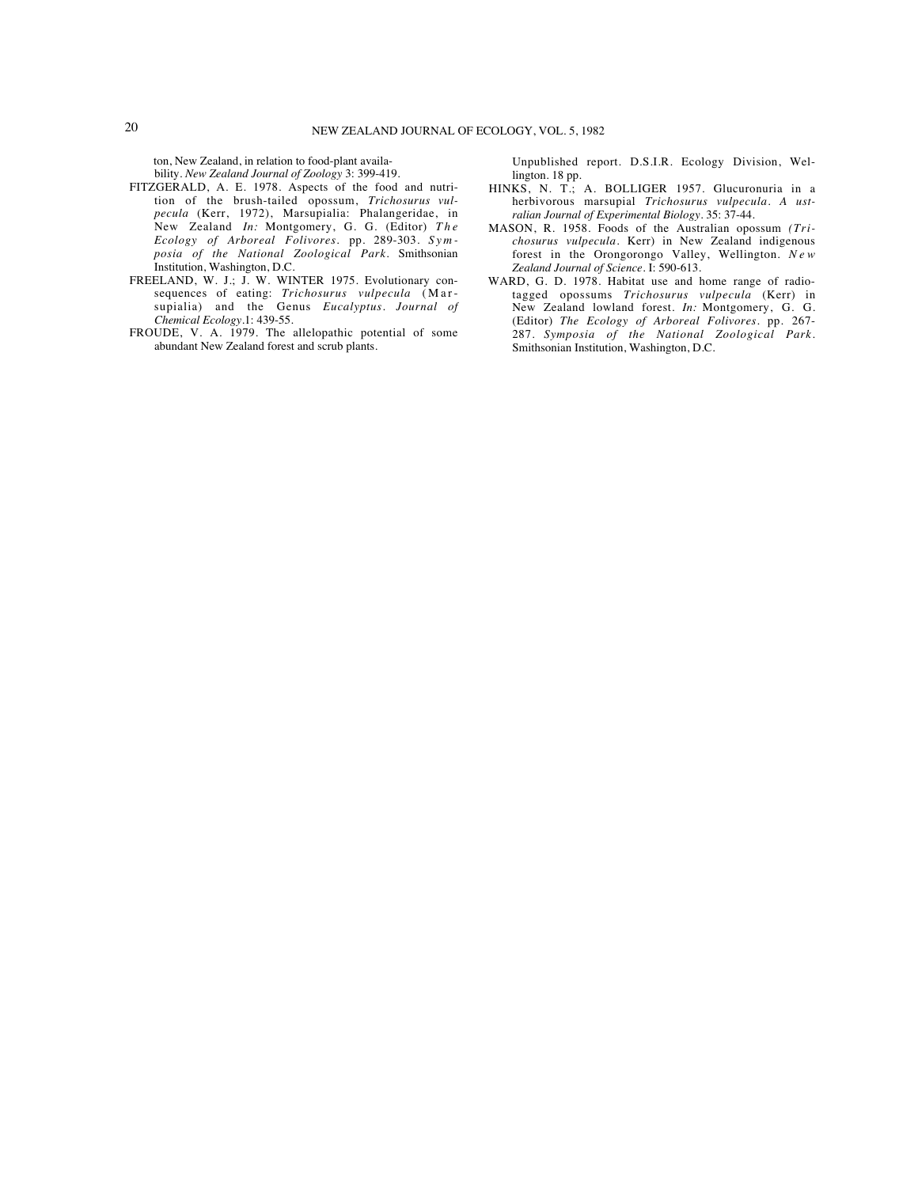ton, New Zealand, in relation to food-plant availability. *New Zealand Journal of Zoology* 3: 399-419.

FITZGERALD, A. E. 1978. Aspects of the food and nutrition of the brush-tailed opossum, *Trichosurus vulpecula* (Kerr, 1972), Marsupialia: Phalangeridae, in New Zealand *In:* Montgomery, G. G. (Editor) *The Ecology of Arboreal Folivores*. pp. 289-303. *Symposia of the National Zoological Park*. Smithsonian Institution, Washington, D.C.

FREELAND, W. J.; J. W. WINTER 1975. Evolutionary consequences of eating: *Trichosurus vulpecula* (Marsupialia) and the Genus *Eucalyptus*. *Journal of Chemical Ecology*.1: 439-55.

FROUDE, V. A. 1979. The allelopathic potential of some abundant New Zealand forest and scrub plants. Unpublished report. D.S.I.R. Ecology Division, Wellington. 18 pp.

HINKS, N. T.; A. BOLLIGER 1957. Glucuronuria in a herbivorous marsupial *Trichosurus vulpecula*. *Australian Journal of Experimental Biology*. 35: 37-44.

MASON, R. 1958. Foods of the Australian opossum (*Trichosurus vulpecula*. Kerr) in New Zealand indigenous forest in the Orongorongo Valley, Wellington. *New Zealand Journal of Science*. I: 590-613.

WARD, G. D. 1978. Habitat use and home range of radio-tagged opossums *Trichosurus vulpecula* (Kerr) in New Zealand lowland forest. *In:* Montgomery, G. G. (Editor) *The Ecology of Arboreal Folivores*. pp. 267-287. *Symposia of the National Zoological Park*. Smithsonian Institution, Washington, D.C.